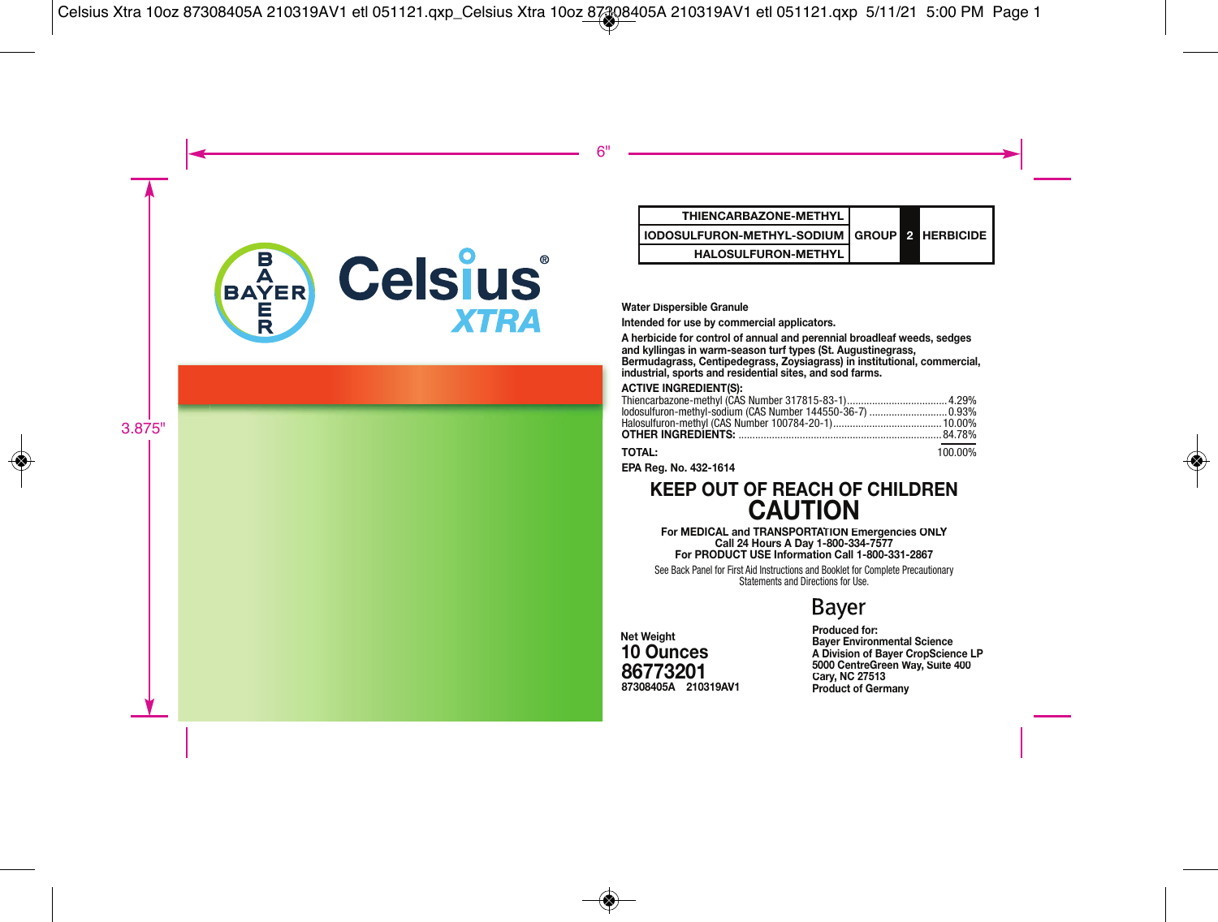# Celsius® XTRA

| THIENCARBAZONE-METHYL | GROUP | 2 | HERBICIDE |
|---|---|---|---|
| IODOSULFURON-METHYL-SODIUM | | | |
| HALOSULFURON-METHYL | | | |

**Water Dispersible Granule**

**Intended for use by commercial applicators.**

**A herbicide for control of annual and perennial broadleaf weeds, sedges and kyllingas in warm-season turf types (St. Augustinegrass, Bermudagrass, Centipedegrass, Zoysiagrass) in institutional, commercial, industrial, sports and residential sites, and sod farms.**

**ACTIVE INGREDIENT(S):**

| | |
|---|---|
| Thiencarbazone-methyl (CAS Number 317815-83-1) | 4.29% |
| Iodosulfuron-methyl-sodium (CAS Number 144550-36-7) | 0.93% |
| Halosulfuron-methyl (CAS Number 100784-20-1) | 10.00% |
| **OTHER INGREDIENTS:** | 84.78% |
| **TOTAL:** | 100.00% |

**EPA Reg. No. 432-1614**

## KEEP OUT OF REACH OF CHILDREN
## CAUTION

**For MEDICAL and TRANSPORTATION Emergencies ONLY**
**Call 24 Hours A Day 1-800-334-7577**
**For PRODUCT USE Information Call 1-800-331-2867**

See Back Panel for First Aid Instructions and Booklet for Complete Precautionary Statements and Directions for Use.

**Net Weight**
**10 Ounces**
**86773201**
**87308405A 210319AV1**

Bayer

**Produced for:**
**Bayer Environmental Science**
**A Division of Bayer CropScience LP**
**5000 CentreGreen Way, Suite 400**
**Cary, NC 27513**
**Product of Germany**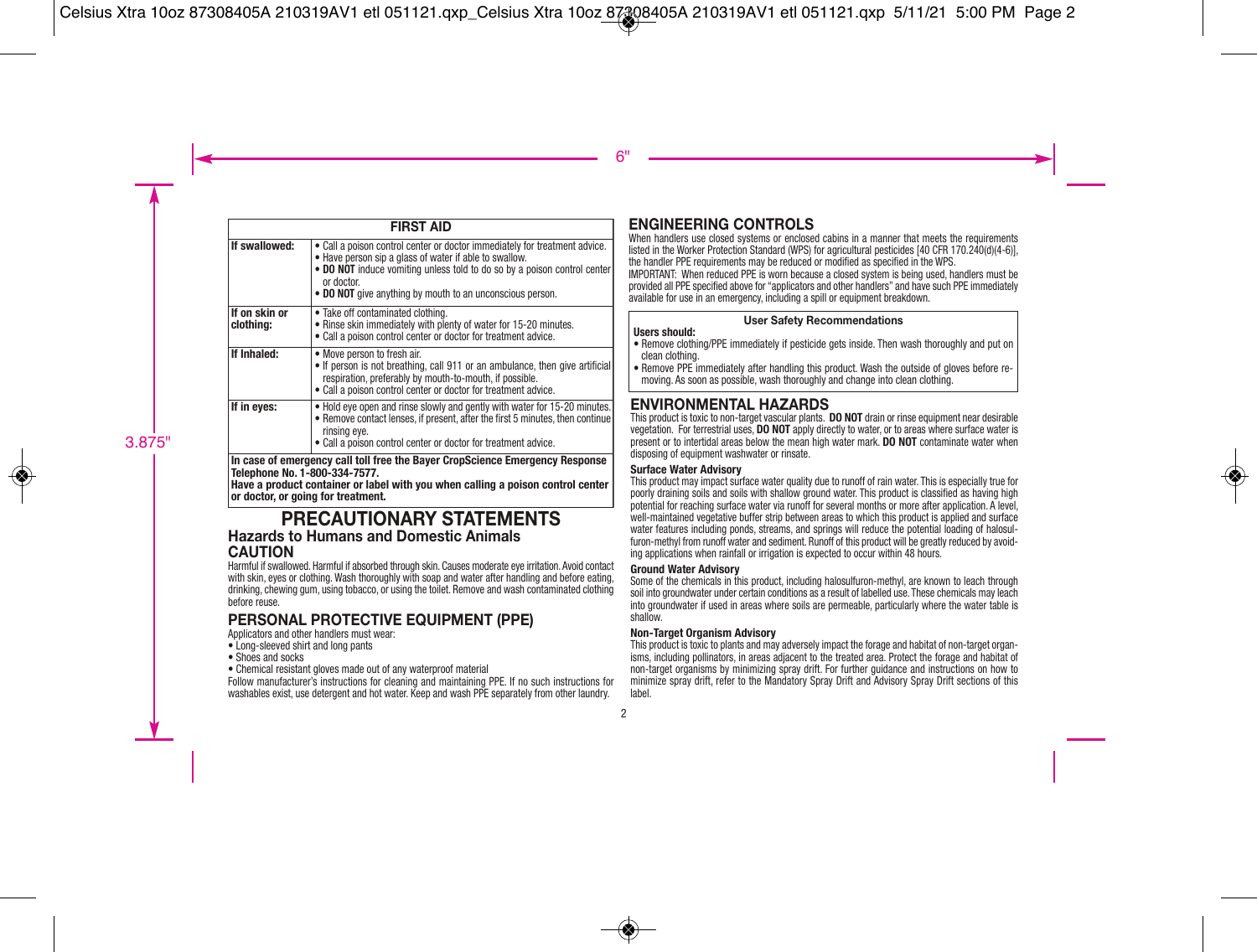| FIRST AID | |
|---|---|
| **If swallowed:** | • Call a poison control center or doctor immediately for treatment advice.<br>• Have person sip a glass of water if able to swallow.<br>• **DO NOT** induce vomiting unless told to do so by a poison control center or doctor.<br>• **DO NOT** give anything by mouth to an unconscious person. |
| **If on skin or clothing:** | • Take off contaminated clothing.<br>• Rinse skin immediately with plenty of water for 15-20 minutes.<br>• Call a poison control center or doctor for treatment advice. |
| **If Inhaled:** | • Move person to fresh air.<br>• If person is not breathing, call 911 or an ambulance, then give artificial respiration, preferably by mouth-to-mouth, if possible.<br>• Call a poison control center or doctor for treatment advice. |
| **If in eyes:** | • Hold eye open and rinse slowly and gently with water for 15-20 minutes.<br>• Remove contact lenses, if present, after the first 5 minutes, then continue rinsing eye.<br>• Call a poison control center or doctor for treatment advice. |
| **In case of emergency call toll free the Bayer CropScience Emergency Response Telephone No. 1-800-334-7577.**<br>**Have a product container or label with you when calling a poison control center or doctor, or going for treatment.** | |

# PRECAUTIONARY STATEMENTS

## Hazards to Humans and Domestic Animals

## CAUTION

Harmful if swallowed. Harmful if absorbed through skin. Causes moderate eye irritation. Avoid contact with skin, eyes or clothing. Wash thoroughly with soap and water after handling and before eating, drinking, chewing gum, using tobacco, or using the toilet. Remove and wash contaminated clothing before reuse.

## PERSONAL PROTECTIVE EQUIPMENT (PPE)

Applicators and other handlers must wear:

- Long-sleeved shirt and long pants
- Shoes and socks
- Chemical resistant gloves made out of any waterproof material

Follow manufacturer's instructions for cleaning and maintaining PPE. If no such instructions for washables exist, use detergent and hot water. Keep and wash PPE separately from other laundry.

## ENGINEERING CONTROLS

When handlers use closed systems or enclosed cabins in a manner that meets the requirements listed in the Worker Protection Standard (WPS) for agricultural pesticides [40 CFR 170.240(d)(4-6)], the handler PPE requirements may be reduced or modified as specified in the WPS.

IMPORTANT: When reduced PPE is worn because a closed system is being used, handlers must be provided all PPE specified above for "applicators and other handlers" and have such PPE immediately available for use in an emergency, including a spill or equipment breakdown.

| User Safety Recommendations |
|---|
| **Users should:**<br>• Remove clothing/PPE immediately if pesticide gets inside. Then wash thoroughly and put on clean clothing.<br>• Remove PPE immediately after handling this product. Wash the outside of gloves before removing. As soon as possible, wash thoroughly and change into clean clothing. |

## ENVIRONMENTAL HAZARDS

This product is toxic to non-target vascular plants. **DO NOT** drain or rinse equipment near desirable vegetation. For terrestrial uses, **DO NOT** apply directly to water, or to areas where surface water is present or to intertidal areas below the mean high water mark. **DO NOT** contaminate water when disposing of equipment washwater or rinsate.

### Surface Water Advisory

This product may impact surface water quality due to runoff of rain water. This is especially true for poorly draining soils and soils with shallow ground water. This product is classified as having high potential for reaching surface water via runoff for several months or more after application. A level, well-maintained vegetative buffer strip between areas to which this product is applied and surface water features including ponds, streams, and springs will reduce the potential loading of halosulfuron-methyl from runoff water and sediment. Runoff of this product will be greatly reduced by avoiding applications when rainfall or irrigation is expected to occur within 48 hours.

### Ground Water Advisory

Some of the chemicals in this product, including halosulfuron-methyl, are known to leach through soil into groundwater under certain conditions as a result of labelled use. These chemicals may leach into groundwater if used in areas where soils are permeable, particularly where the water table is shallow.

### Non-Target Organism Advisory

This product is toxic to plants and may adversely impact the forage and habitat of non-target organisms, including pollinators, in areas adjacent to the treated area. Protect the forage and habitat of non-target organisms by minimizing spray drift. For further guidance and instructions on how to minimize spray drift, refer to the Mandatory Spray Drift and Advisory Spray Drift sections of this label.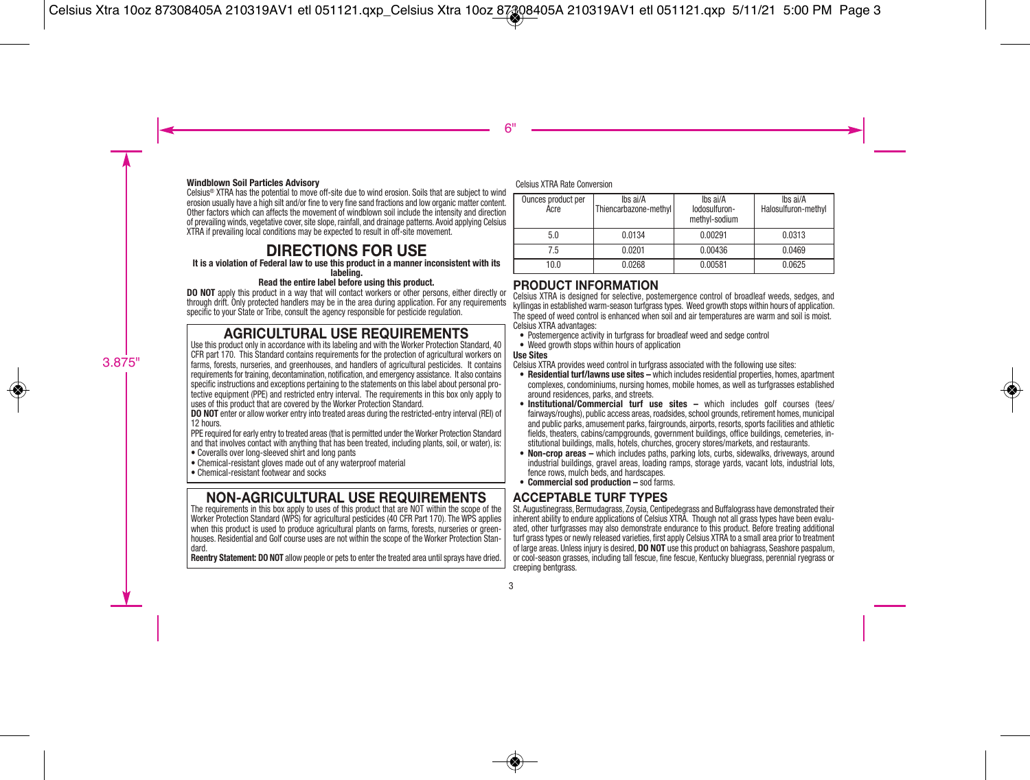**Windblown Soil Particles Advisory**

Celsius® XTRA has the potential to move off-site due to wind erosion. Soils that are subject to wind erosion usually have a high silt and/or fine to very fine sand fractions and low organic matter content. Other factors which can affect the movement of windblown soil include the intensity and direction of prevailing winds, vegetative cover, site slope, rainfall, and drainage patterns. Avoid applying Celsius XTRA if prevailing local conditions may be expected to result in off-site movement.

# DIRECTIONS FOR USE

**It is a violation of Federal law to use this product in a manner inconsistent with its labeling.**

**Read the entire label before using this product.**

**DO NOT** apply this product in a way that will contact workers or other persons, either directly or through drift. Only protected handlers may be in the area during application. For any requirements specific to your State or Tribe, consult the agency responsible for pesticide regulation.

## AGRICULTURAL USE REQUIREMENTS

Use this product only in accordance with its labeling and with the Worker Protection Standard, 40 CFR part 170. This Standard contains requirements for the protection of agricultural workers on farms, forests, nurseries, and greenhouses, and handlers of agricultural pesticides. It contains requirements for training, decontamination, notification, and emergency assistance. It also contains specific instructions and exceptions pertaining to the statements on this label about personal protective equipment (PPE) and restricted entry interval. The requirements in this box only apply to uses of this product that are covered by the Worker Protection Standard.

**DO NOT** enter or allow worker entry into treated areas during the restricted-entry interval (REI) of 12 hours.

PPE required for early entry to treated areas (that is permitted under the Worker Protection Standard and that involves contact with anything that has been treated, including plants, soil, or water), is:

- Coveralls over long-sleeved shirt and long pants
- Chemical-resistant gloves made out of any waterproof material
- Chemical-resistant footwear and socks

## NON-AGRICULTURAL USE REQUIREMENTS

The requirements in this box apply to uses of this product that are NOT within the scope of the Worker Protection Standard (WPS) for agricultural pesticides (40 CFR Part 170). The WPS applies when this product is used to produce agricultural plants on farms, forests, nurseries or greenhouses. Residential and Golf course uses are not within the scope of the Worker Protection Standard.

**Reentry Statement: DO NOT** allow people or pets to enter the treated area until sprays have dried.

Celsius XTRA Rate Conversion

| Ounces product per Acre | lbs ai/A Thiencarbazone-methyl | lbs ai/A Iodosulfuron-methyl-sodium | lbs ai/A Halosulfuron-methyl |
|---|---|---|---|
| 5.0 | 0.0134 | 0.00291 | 0.0313 |
| 7.5 | 0.0201 | 0.00436 | 0.0469 |
| 10.0 | 0.0268 | 0.00581 | 0.0625 |

## PRODUCT INFORMATION

Celsius XTRA is designed for selective, postemergence control of broadleaf weeds, sedges, and kyllingas in established warm-season turfgrass types. Weed growth stops within hours of application. The speed of weed control is enhanced when soil and air temperatures are warm and soil is moist.

Celsius XTRA advantages:

- Postemergence activity in turfgrass for broadleaf weed and sedge control
- Weed growth stops within hours of application

**Use Sites**

Celsius XTRA provides weed control in turfgrass associated with the following use sites:

- **Residential turf/lawns use sites –** which includes residential properties, homes, apartment complexes, condominiums, nursing homes, mobile homes, as well as turfgrasses established around residences, parks, and streets.
- **Institutional/Commercial turf use sites –** which includes golf courses (tees/fairways/roughs), public access areas, roadsides, school grounds, retirement homes, municipal and public parks, amusement parks, fairgrounds, airports, resorts, sports facilities and athletic fields, theaters, cabins/campgrounds, government buildings, office buildings, cemeteries, institutional buildings, malls, hotels, churches, grocery stores/markets, and restaurants.
- **Non-crop areas –** which includes paths, parking lots, curbs, sidewalks, driveways, around industrial buildings, gravel areas, loading ramps, storage yards, vacant lots, industrial lots, fence rows, mulch beds, and hardscapes.
- **Commercial sod production –** sod farms.

## ACCEPTABLE TURF TYPES

St. Augustinegrass, Bermudagrass, Zoysia, Centipedegrass and Buffalograss have demonstrated their inherent ability to endure applications of Celsius XTRA. Though not all grass types have been evaluated, other turfgrasses may also demonstrate endurance to this product. Before treating additional turf grass types or newly released varieties, first apply Celsius XTRA to a small area prior to treatment of large areas. Unless injury is desired, **DO NOT** use this product on bahiagrass, Seashore paspalum, or cool-season grasses, including tall fescue, fine fescue, Kentucky bluegrass, perennial ryegrass or creeping bentgrass.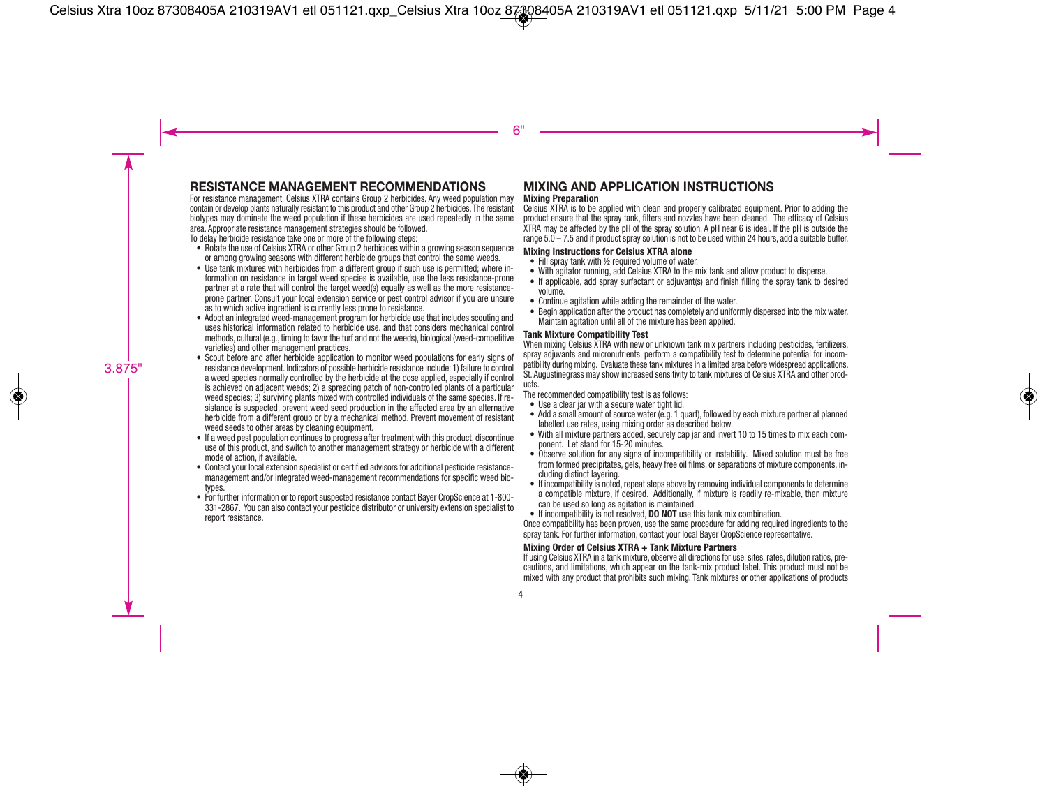## RESISTANCE MANAGEMENT RECOMMENDATIONS

For resistance management, Celsius XTRA contains Group 2 herbicides. Any weed population may contain or develop plants naturally resistant to this product and other Group 2 herbicides. The resistant biotypes may dominate the weed population if these herbicides are used repeatedly in the same area. Appropriate resistance management strategies should be followed.

To delay herbicide resistance take one or more of the following steps:

- Rotate the use of Celsius XTRA or other Group 2 herbicides within a growing season sequence or among growing seasons with different herbicide groups that control the same weeds.
- Use tank mixtures with herbicides from a different group if such use is permitted; where information on resistance in target weed species is available, use the less resistance-prone partner at a rate that will control the target weed(s) equally as well as the more resistance-prone partner. Consult your local extension service or pest control advisor if you are unsure as to which active ingredient is currently less prone to resistance.
- Adopt an integrated weed-management program for herbicide use that includes scouting and uses historical information related to herbicide use, and that considers mechanical control methods, cultural (e.g., timing to favor the turf and not the weeds), biological (weed-competitive varieties) and other management practices.
- Scout before and after herbicide application to monitor weed populations for early signs of resistance development. Indicators of possible herbicide resistance include: 1) failure to control a weed species normally controlled by the herbicide at the dose applied, especially if control is achieved on adjacent weeds; 2) a spreading patch of non-controlled plants of a particular weed species; 3) surviving plants mixed with controlled individuals of the same species. If resistance is suspected, prevent weed seed production in the affected area by an alternative herbicide from a different group or by a mechanical method. Prevent movement of resistant weed seeds to other areas by cleaning equipment.
- If a weed pest population continues to progress after treatment with this product, discontinue use of this product, and switch to another management strategy or herbicide with a different mode of action, if available.
- Contact your local extension specialist or certified advisors for additional pesticide resistance-management and/or integrated weed-management recommendations for specific weed biotypes.
- For further information or to report suspected resistance contact Bayer CropScience at 1-800-331-2867. You can also contact your pesticide distributor or university extension specialist to report resistance.

## MIXING AND APPLICATION INSTRUCTIONS

### Mixing Preparation

Celsius XTRA is to be applied with clean and properly calibrated equipment. Prior to adding the product ensure that the spray tank, filters and nozzles have been cleaned. The efficacy of Celsius XTRA may be affected by the pH of the spray solution. A pH near 6 is ideal. If the pH is outside the range 5.0 – 7.5 and if product spray solution is not to be used within 24 hours, add a suitable buffer.

### Mixing Instructions for Celsius XTRA alone

- Fill spray tank with ½ required volume of water.
- With agitator running, add Celsius XTRA to the mix tank and allow product to disperse.
- If applicable, add spray surfactant or adjuvant(s) and finish filling the spray tank to desired volume.
- Continue agitation while adding the remainder of the water.
- Begin application after the product has completely and uniformly dispersed into the mix water. Maintain agitation until all of the mixture has been applied.

### Tank Mixture Compatibility Test

When mixing Celsius XTRA with new or unknown tank mix partners including pesticides, fertilizers, spray adjuvants and micronutrients, perform a compatibility test to determine potential for incompatibility during mixing. Evaluate these tank mixtures in a limited area before widespread applications. St. Augustinegrass may show increased sensitivity to tank mixtures of Celsius XTRA and other products.

The recommended compatibility test is as follows:

- Use a clear jar with a secure water tight lid.
- Add a small amount of source water (e.g. 1 quart), followed by each mixture partner at planned labelled use rates, using mixing order as described below.
- With all mixture partners added, securely cap jar and invert 10 to 15 times to mix each component. Let stand for 15-20 minutes.
- Observe solution for any signs of incompatibility or instability. Mixed solution must be free from formed precipitates, gels, heavy free oil films, or separations of mixture components, including distinct layering.
- If incompatibility is noted, repeat steps above by removing individual components to determine a compatible mixture, if desired. Additionally, if mixture is readily re-mixable, then mixture can be used so long as agitation is maintained.
- If incompatibility is not resolved, **DO NOT** use this tank mix combination.

Once compatibility has been proven, use the same procedure for adding required ingredients to the spray tank. For further information, contact your local Bayer CropScience representative.

### Mixing Order of Celsius XTRA + Tank Mixture Partners

If using Celsius XTRA in a tank mixture, observe all directions for use, sites, rates, dilution ratios, precautions, and limitations, which appear on the tank-mix product label. This product must not be mixed with any product that prohibits such mixing. Tank mixtures or other applications of products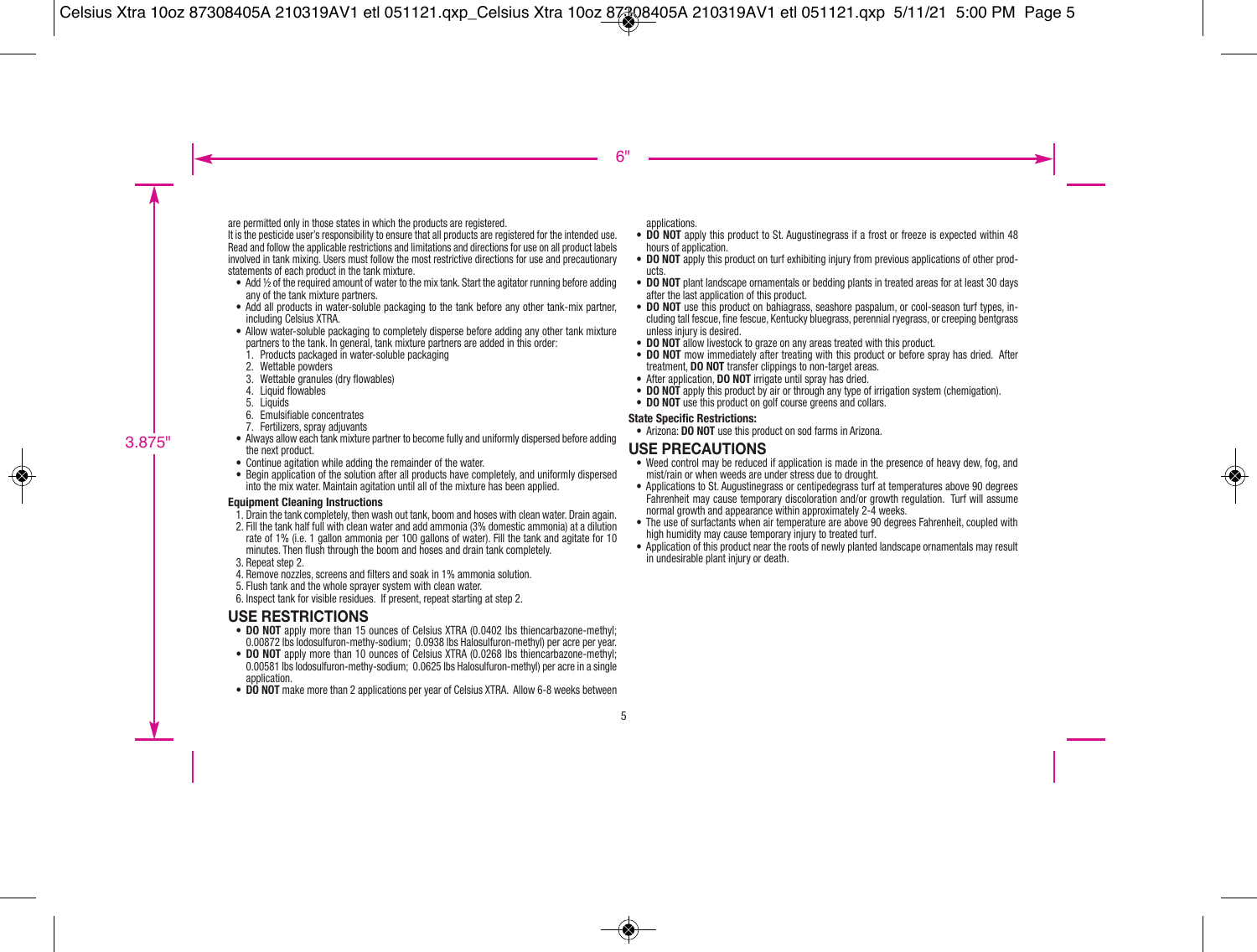are permitted only in those states in which the products are registered.

It is the pesticide user's responsibility to ensure that all products are registered for the intended use. Read and follow the applicable restrictions and limitations and directions for use on all product labels involved in tank mixing. Users must follow the most restrictive directions for use and precautionary statements of each product in the tank mixture.

- Add ½ of the required amount of water to the mix tank. Start the agitator running before adding any of the tank mixture partners.
- Add all products in water-soluble packaging to the tank before any other tank-mix partner, including Celsius XTRA.
- Allow water-soluble packaging to completely disperse before adding any other tank mixture partners to the tank. In general, tank mixture partners are added in this order:
  1. Products packaged in water-soluble packaging
  2. Wettable powders
  3. Wettable granules (dry flowables)
  4. Liquid flowables
  5. Liquids
  6. Emulsifiable concentrates
  7. Fertilizers, spray adjuvants
- Always allow each tank mixture partner to become fully and uniformly dispersed before adding the next product.
- Continue agitation while adding the remainder of the water.
- Begin application of the solution after all products have completely, and uniformly dispersed into the mix water. Maintain agitation until all of the mixture has been applied.

**Equipment Cleaning Instructions**

1. Drain the tank completely, then wash out tank, boom and hoses with clean water. Drain again.
2. Fill the tank half full with clean water and add ammonia (3% domestic ammonia) at a dilution rate of 1% (i.e. 1 gallon ammonia per 100 gallons of water). Fill the tank and agitate for 10 minutes. Then flush through the boom and hoses and drain tank completely.
3. Repeat step 2.
4. Remove nozzles, screens and filters and soak in 1% ammonia solution.
5. Flush tank and the whole sprayer system with clean water.
6. Inspect tank for visible residues. If present, repeat starting at step 2.

## USE RESTRICTIONS

- **DO NOT** apply more than 15 ounces of Celsius XTRA (0.0402 lbs thiencarbazone-methyl; 0.00872 lbs Iodosulfuron-methy-sodium; 0.0938 lbs Halosulfuron-methyl) per acre per year.
- **DO NOT** apply more than 10 ounces of Celsius XTRA (0.0268 lbs thiencarbazone-methyl; 0.00581 lbs Iodosulfuron-methy-sodium; 0.0625 lbs Halosulfuron-methyl) per acre in a single application.
- **DO NOT** make more than 2 applications per year of Celsius XTRA. Allow 6-8 weeks between applications.
- **DO NOT** apply this product to St. Augustinegrass if a frost or freeze is expected within 48 hours of application.
- **DO NOT** apply this product on turf exhibiting injury from previous applications of other products.
- **DO NOT** plant landscape ornamentals or bedding plants in treated areas for at least 30 days after the last application of this product.
- **DO NOT** use this product on bahiagrass, seashore paspalum, or cool-season turf types, including tall fescue, fine fescue, Kentucky bluegrass, perennial ryegrass, or creeping bentgrass unless injury is desired.
- **DO NOT** allow livestock to graze on any areas treated with this product.
- **DO NOT** mow immediately after treating with this product or before spray has dried. After treatment, **DO NOT** transfer clippings to non-target areas.
- After application, **DO NOT** irrigate until spray has dried.
- **DO NOT** apply this product by air or through any type of irrigation system (chemigation).
- **DO NOT** use this product on golf course greens and collars.

**State Specific Restrictions:**

- Arizona: **DO NOT** use this product on sod farms in Arizona.

## USE PRECAUTIONS

- Weed control may be reduced if application is made in the presence of heavy dew, fog, and mist/rain or when weeds are under stress due to drought.
- Applications to St. Augustinegrass or centipedegrass turf at temperatures above 90 degrees Fahrenheit may cause temporary discoloration and/or growth regulation. Turf will assume normal growth and appearance within approximately 2-4 weeks.
- The use of surfactants when air temperature are above 90 degrees Fahrenheit, coupled with high humidity may cause temporary injury to treated turf.
- Application of this product near the roots of newly planted landscape ornamentals may result in undesirable plant injury or death.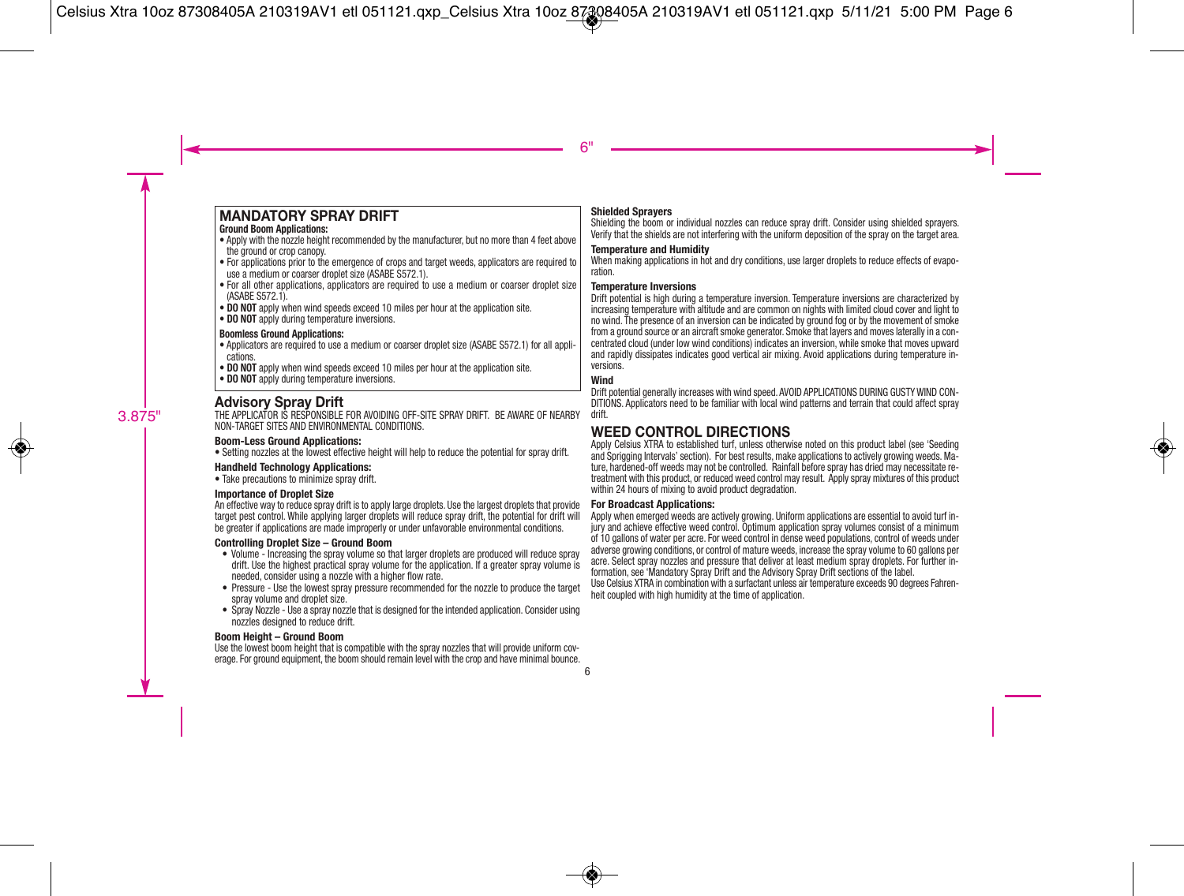## MANDATORY SPRAY DRIFT

**Ground Boom Applications:**

- Apply with the nozzle height recommended by the manufacturer, but no more than 4 feet above the ground or crop canopy.
- For applications prior to the emergence of crops and target weeds, applicators are required to use a medium or coarser droplet size (ASABE S572.1).
- For all other applications, applicators are required to use a medium or coarser droplet size (ASABE S572.1).
- **DO NOT** apply when wind speeds exceed 10 miles per hour at the application site.
- **DO NOT** apply during temperature inversions.

**Boomless Ground Applications:**

- Applicators are required to use a medium or coarser droplet size (ASABE S572.1) for all applications.
- **DO NOT** apply when wind speeds exceed 10 miles per hour at the application site.
- **DO NOT** apply during temperature inversions.

## Advisory Spray Drift

THE APPLICATOR IS RESPONSIBLE FOR AVOIDING OFF-SITE SPRAY DRIFT. BE AWARE OF NEARBY NON-TARGET SITES AND ENVIRONMENTAL CONDITIONS.

**Boom-Less Ground Applications:**

- Setting nozzles at the lowest effective height will help to reduce the potential for spray drift.

**Handheld Technology Applications:**

- Take precautions to minimize spray drift.

**Importance of Droplet Size**

An effective way to reduce spray drift is to apply large droplets. Use the largest droplets that provide target pest control. While applying larger droplets will reduce spray drift, the potential for drift will be greater if applications are made improperly or under unfavorable environmental conditions.

**Controlling Droplet Size – Ground Boom**

- Volume - Increasing the spray volume so that larger droplets are produced will reduce spray drift. Use the highest practical spray volume for the application. If a greater spray volume is needed, consider using a nozzle with a higher flow rate.
- Pressure - Use the lowest spray pressure recommended for the nozzle to produce the target spray volume and droplet size.
- Spray Nozzle - Use a spray nozzle that is designed for the intended application. Consider using nozzles designed to reduce drift.

**Boom Height – Ground Boom**

Use the lowest boom height that is compatible with the spray nozzles that will provide uniform coverage. For ground equipment, the boom should remain level with the crop and have minimal bounce.

**Shielded Sprayers**

Shielding the boom or individual nozzles can reduce spray drift. Consider using shielded sprayers. Verify that the shields are not interfering with the uniform deposition of the spray on the target area.

**Temperature and Humidity**

When making applications in hot and dry conditions, use larger droplets to reduce effects of evaporation.

**Temperature Inversions**

Drift potential is high during a temperature inversion. Temperature inversions are characterized by increasing temperature with altitude and are common on nights with limited cloud cover and light to no wind. The presence of an inversion can be indicated by ground fog or by the movement of smoke from a ground source or an aircraft smoke generator. Smoke that layers and moves laterally in a concentrated cloud (under low wind conditions) indicates an inversion, while smoke that moves upward and rapidly dissipates indicates good vertical air mixing. Avoid applications during temperature inversions.

**Wind**

Drift potential generally increases with wind speed. AVOID APPLICATIONS DURING GUSTY WIND CONDITIONS. Applicators need to be familiar with local wind patterns and terrain that could affect spray drift.

## WEED CONTROL DIRECTIONS

Apply Celsius XTRA to established turf, unless otherwise noted on this product label (see 'Seeding and Sprigging Intervals' section). For best results, make applications to actively growing weeds. Mature, hardened-off weeds may not be controlled. Rainfall before spray has dried may necessitate re-treatment with this product, or reduced weed control may result. Apply spray mixtures of this product within 24 hours of mixing to avoid product degradation.

**For Broadcast Applications:**

Apply when emerged weeds are actively growing. Uniform applications are essential to avoid turf injury and achieve effective weed control. Optimum application spray volumes consist of a minimum of 10 gallons of water per acre. For weed control in dense weed populations, control of weeds under adverse growing conditions, or control of mature weeds, increase the spray volume to 60 gallons per acre. Select spray nozzles and pressure that deliver at least medium spray droplets. For further information, see 'Mandatory Spray Drift and the Advisory Spray Drift sections of the label.

Use Celsius XTRA in combination with a surfactant unless air temperature exceeds 90 degrees Fahrenheit coupled with high humidity at the time of application.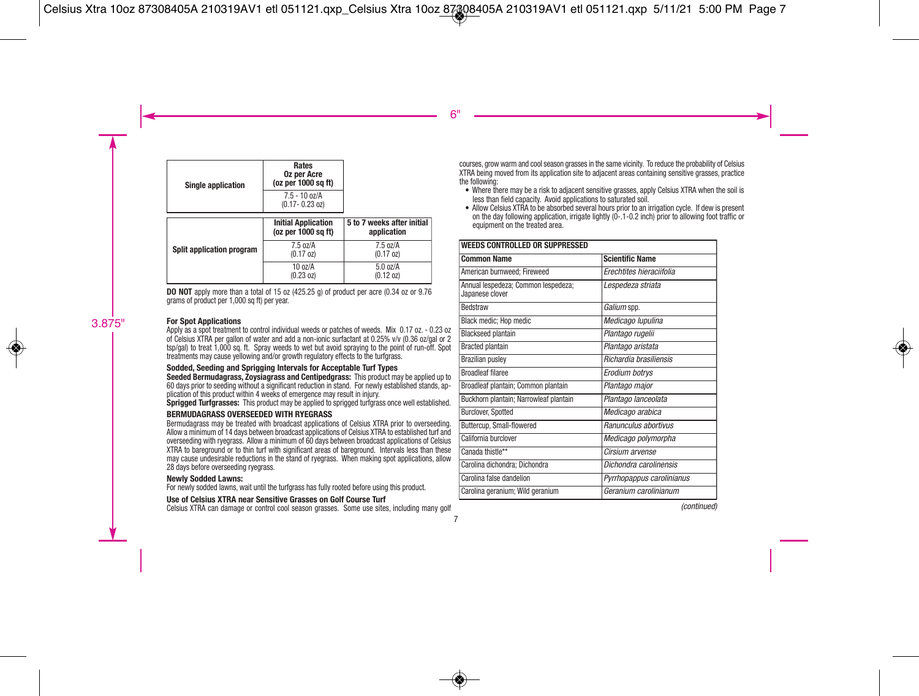| Single application | Rates Oz per Acre (oz per 1000 sq ft) |
|---|---|
| | 7.5 - 10 oz/A (0.17- 0.23 oz) |

| Split application program | Initial Application (oz per 1000 sq ft) | 5 to 7 weeks after initial application |
|---|---|---|
| | 7.5 oz/A (0.17 oz) | 7.5 oz/A (0.17 oz) |
| | 10 oz/A (0.23 oz) | 5.0 oz/A (0.12 oz) |

**DO NOT** apply more than a total of 15 oz (425.25 g) of product per acre (0.34 oz or 9.76 grams of product per 1,000 sq ft) per year.

**For Spot Applications**

Apply as a spot treatment to control individual weeds or patches of weeds. Mix 0.17 oz. - 0.23 oz of Celsius XTRA per gallon of water and add a non-ionic surfactant at 0.25% v/v (0.36 oz/gal or 2 tsp/gal) to treat 1,000 sq. ft. Spray weeds to wet but avoid spraying to the point of run-off. Spot treatments may cause yellowing and/or growth regulatory effects to the turfgrass.

**Sodded, Seeding and Sprigging Intervals for Acceptable Turf Types**

**Seeded Bermudagrass, Zoysiagrass and Centipedgrass:** This product may be applied up to 60 days prior to seeding without a significant reduction in stand. For newly established stands, application of this product within 4 weeks of emergence may result in injury.

**Sprigged Turfgrasses:** This product may be applied to sprigged turfgrass once well established.

**BERMUDAGRASS OVERSEEDED WITH RYEGRASS**

Bermudagrass may be treated with broadcast applications of Celsius XTRA prior to overseeding. Allow a minimum of 14 days between broadcast applications of Celsius XTRA to established turf and overseeding with ryegrass. Allow a minimum of 60 days between broadcast applications of Celsius XTRA to bareground or to thin turf with significant areas of bareground. Intervals less than these may cause undesirable reductions in the stand of ryegrass. When making spot applications, allow 28 days before overseeding ryegrass.

**Newly Sodded Lawns:**

For newly sodded lawns, wait until the turfgrass has fully rooted before using this product.

**Use of Celsius XTRA near Sensitive Grasses on Golf Course Turf**

Celsius XTRA can damage or control cool season grasses. Some use sites, including many golf courses, grow warm and cool season grasses in the same vicinity. To reduce the probability of Celsius XTRA being moved from its application site to adjacent areas containing sensitive grasses, practice the following:

- Where there may be a risk to adjacent sensitive grasses, apply Celsius XTRA when the soil is less than field capacity. Avoid applications to saturated soil.
- Allow Celsius XTRA to be absorbed several hours prior to an irrigation cycle. If dew is present on the day following application, irrigate lightly (0-.1-0.2 inch) prior to allowing foot traffic or equipment on the treated area.

| **WEEDS CONTROLLED OR SUPPRESSED** | |
|---|---|
| **Common Name** | **Scientific Name** |
| American burnweed; Fireweed | *Erechtites hieraciifolia* |
| Annual lespedeza; Common lespedeza; Japanese clover | *Lespedeza striata* |
| Bedstraw | *Galium* spp. |
| Black medic; Hop medic | *Medicago lupulina* |
| Blackseed plantain | *Plantago rugelii* |
| Bracted plantain | *Plantago aristata* |
| Brazilian pusley | *Richardia brasiliensis* |
| Broadleaf filaree | *Erodium botrys* |
| Broadleaf plantain; Common plantain | *Plantago major* |
| Buckhorn plantain; Narrowleaf plantain | *Plantago lanceolata* |
| Burclover, Spotted | *Medicago arabica* |
| Buttercup, Small-flowered | *Ranunculus abortivus* |
| California burclover | *Medicago polymorpha* |
| Canada thistle** | *Cirsium arvense* |
| Carolina dichondra; Dichondra | *Dichondra carolinensis* |
| Carolina false dandelion | *Pyrrhopappus carolinianus* |
| Carolina geranium; Wild geranium | *Geranium carolinianum* |

*(continued)*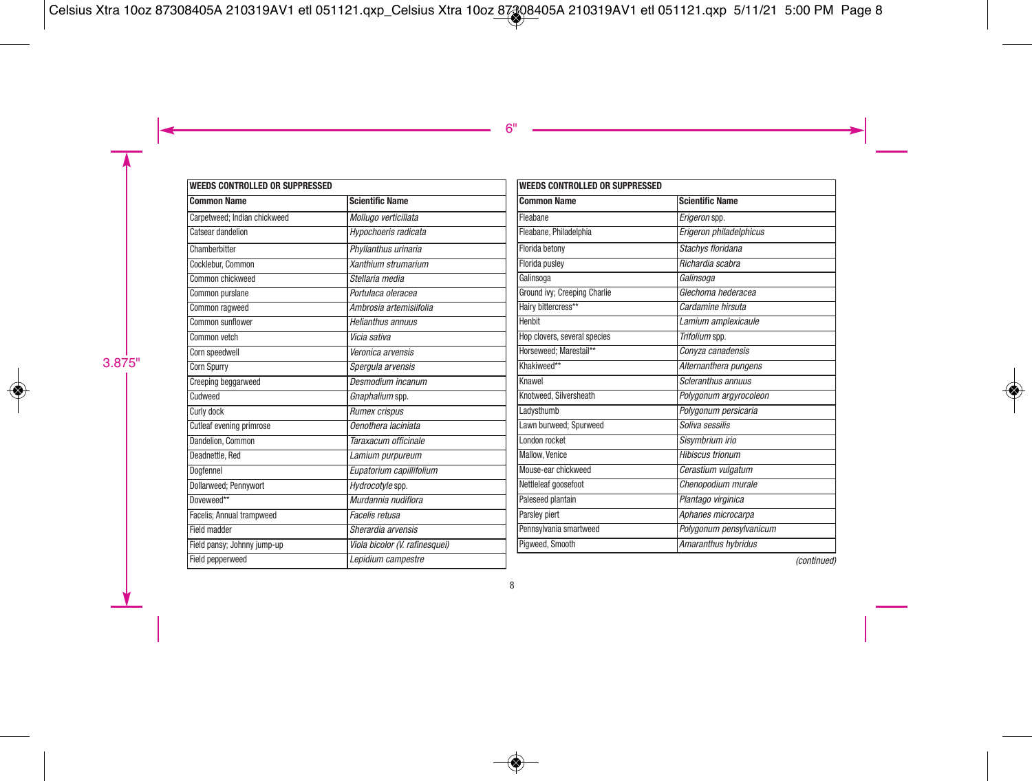| WEEDS CONTROLLED OR SUPPRESSED | |
|---|---|
| **Common Name** | **Scientific Name** |
| Carpetweed; Indian chickweed | *Mollugo verticillata* |
| Catsear dandelion | *Hypochoeris radicata* |
| Chamberbitter | *Phyllanthus urinaria* |
| Cocklebur, Common | *Xanthium strumarium* |
| Common chickweed | *Stellaria media* |
| Common purslane | *Portulaca oleracea* |
| Common ragweed | *Ambrosia artemisiifolia* |
| Common sunflower | *Helianthus annuus* |
| Common vetch | *Vicia sativa* |
| Corn speedwell | *Veronica arvensis* |
| Corn Spurry | *Spergula arvensis* |
| Creeping beggarweed | *Desmodium incanum* |
| Cudweed | *Gnaphalium* spp. |
| Curly dock | *Rumex crispus* |
| Cutleaf evening primrose | *Oenothera laciniata* |
| Dandelion, Common | *Taraxacum officinale* |
| Deadnettle, Red | *Lamium purpureum* |
| Dogfennel | *Eupatorium capillifolium* |
| Dollarweed; Pennywort | *Hydrocotyle* spp. |
| Doveweed** | *Murdannia nudiflora* |
| Facelis; Annual trampweed | *Facelis retusa* |
| Field madder | *Sherardia arvensis* |
| Field pansy; Johnny jump-up | *Viola bicolor (V. rafinesquei)* |
| Field pepperweed | *Lepidium campestre* |
| Fleabane | *Erigeron* spp. |
| Fleabane, Philadelphia | *Erigeron philadelphicus* |
| Florida betony | *Stachys floridana* |
| Florida pusley | *Richardia scabra* |
| Galinsoga | *Galinsoga* |
| Ground ivy; Creeping Charlie | *Glechoma hederacea* |
| Hairy bittercress** | *Cardamine hirsuta* |
| Henbit | *Lamium amplexicaule* |
| Hop clovers, several species | *Trifolium* spp. |
| Horseweed; Marestail** | *Conyza canadensis* |
| Khakiweed** | *Alternanthera pungens* |
| Knawel | *Scleranthus annuus* |
| Knotweed, Silversheath | *Polygonum argyrocoleon* |
| Ladysthumb | *Polygonum persicaria* |
| Lawn burweed; Spurweed | *Soliva sessilis* |
| London rocket | *Sisymbrium irio* |
| Mallow, Venice | *Hibiscus trionum* |
| Mouse-ear chickweed | *Cerastium vulgatum* |
| Nettleleaf goosefoot | *Chenopodium murale* |
| Paleseed plantain | *Plantago virginica* |
| Parsley piert | *Aphanes microcarpa* |
| Pennsylvania smartweed | *Polygonum pensylvanicum* |
| Pigweed, Smooth | *Amaranthus hybridus* |

*(continued)*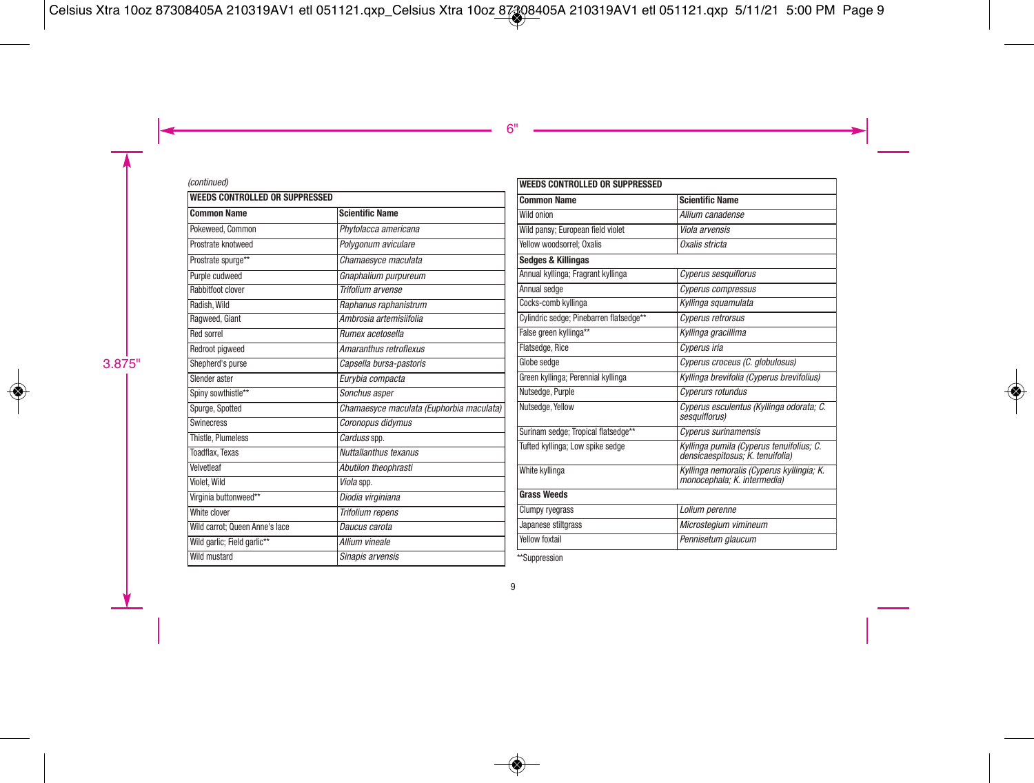(continued)

| WEEDS CONTROLLED OR SUPPRESSED | |
|---|---|
| **Common Name** | **Scientific Name** |
| Pokeweed, Common | *Phytolacca americana* |
| Prostrate knotweed | *Polygonum aviculare* |
| Prostrate spurge** | *Chamaesyce maculata* |
| Purple cudweed | *Gnaphalium purpureum* |
| Rabbitfoot clover | *Trifolium arvense* |
| Radish, Wild | *Raphanus raphanistrum* |
| Ragweed, Giant | *Ambrosia artemisiifolia* |
| Red sorrel | *Rumex acetosella* |
| Redroot pigweed | *Amaranthus retroflexus* |
| Shepherd's purse | *Capsella bursa-pastoris* |
| Slender aster | *Eurybia compacta* |
| Spiny sowthistle** | *Sonchus asper* |
| Spurge, Spotted | *Chamaesyce maculata (Euphorbia maculata)* |
| Swinecress | *Coronopus didymus* |
| Thistle, Plumeless | *Carduss* spp. |
| Toadflax, Texas | *Nuttallanthus texanus* |
| Velvetleaf | *Abutilon theophrasti* |
| Violet, Wild | *Viola* spp. |
| Virginia buttonweed** | *Diodia virginiana* |
| White clover | *Trifolium repens* |
| Wild carrot; Queen Anne's lace | *Daucus carota* |
| Wild garlic; Field garlic** | *Allium vineale* |
| Wild mustard | *Sinapis arvensis* |

| WEEDS CONTROLLED OR SUPPRESSED | |
|---|---|
| **Common Name** | **Scientific Name** |
| Wild onion | *Allium canadense* |
| Wild pansy; European field violet | *Viola arvensis* |
| Yellow woodsorrel; Oxalis | *Oxalis stricta* |
| **Sedges & Killingas** | |
| Annual kyllinga; Fragrant kyllinga | *Cyperus sesquiflorus* |
| Annual sedge | *Cyperus compressus* |
| Cocks-comb kyllinga | *Kyllinga squamulata* |
| Cylindric sedge; Pinebarren flatsedge** | *Cyperus retrorsus* |
| False green kyllinga** | *Kyllinga gracillima* |
| Flatsedge, Rice | *Cyperus iria* |
| Globe sedge | *Cyperus croceus (C. globulosus)* |
| Green kyllinga; Perennial kyllinga | *Kyllinga brevifolia (Cyperus brevifolius)* |
| Nutsedge, Purple | *Cyperurs rotundus* |
| Nutsedge, Yellow | *Cyperus esculentus (Kyllinga odorata; C. sesquiflorus)* |
| Surinam sedge; Tropical flatsedge** | *Cyperus surinamensis* |
| Tufted kyllinga; Low spike sedge | *Kyllinga pumila (Cyperus tenuifolius; C. densicaespitosus; K. tenuifolia)* |
| White kyllinga | *Kyllinga nemoralis (Cyperus kyllingia; K. monocephala; K. intermedia)* |
| **Grass Weeds** | |
| Clumpy ryegrass | *Lolium perenne* |
| Japanese stiltgrass | *Microstegium vimineum* |
| Yellow foxtail | *Pennisetum glaucum* |

**Suppression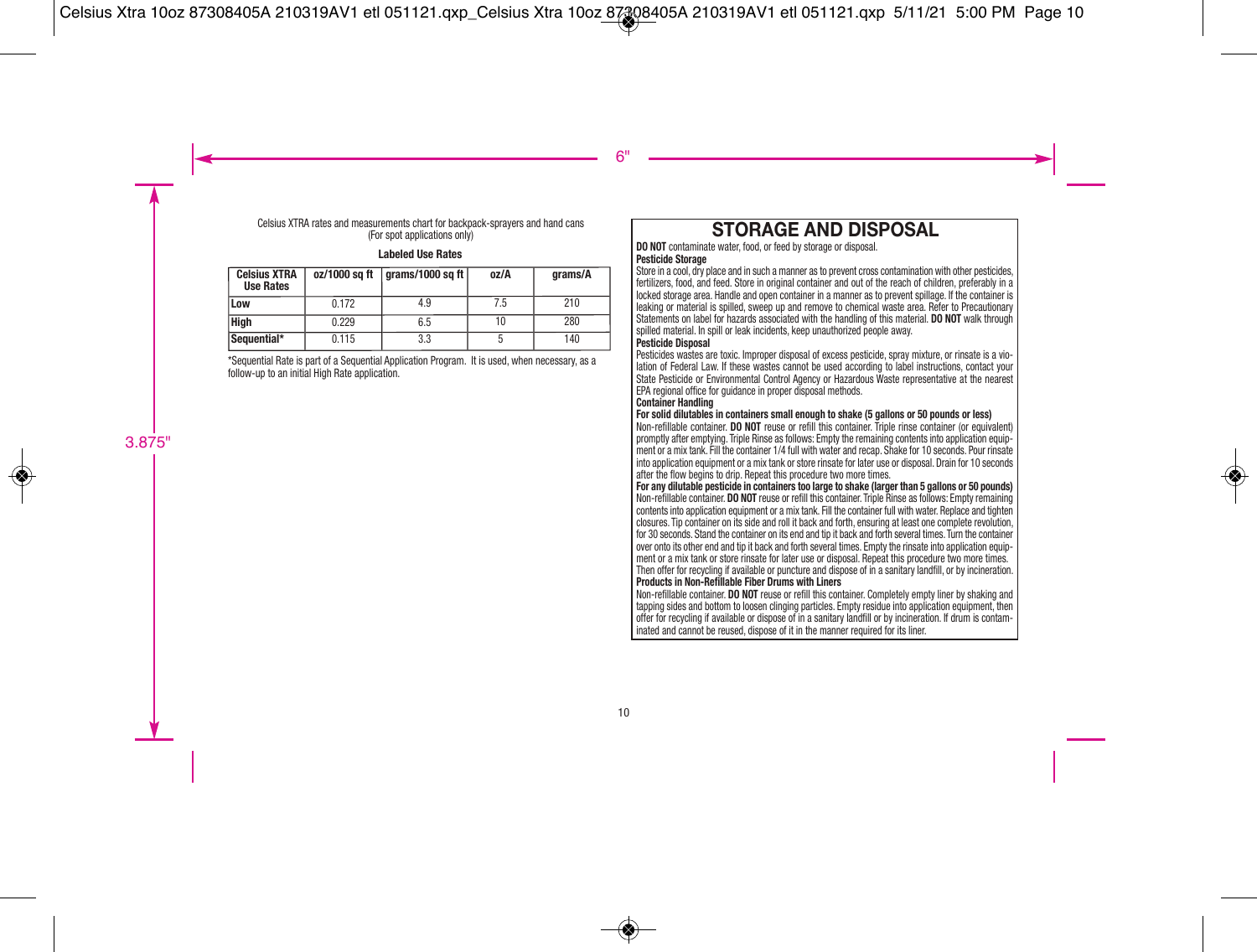Celsius XTRA rates and measurements chart for backpack-sprayers and hand cans
(For spot applications only)

**Labeled Use Rates**

| Celsius XTRA Use Rates | oz/1000 sq ft | grams/1000 sq ft | oz/A | grams/A |
|---|---|---|---|---|
| **Low** | 0.172 | 4.9 | 7.5 | 210 |
| **High** | 0.229 | 6.5 | 10 | 280 |
| **Sequential*** | 0.115 | 3.3 | 5 | 140 |

*Sequential Rate is part of a Sequential Application Program. It is used, when necessary, as a follow-up to an initial High Rate application.

# STORAGE AND DISPOSAL

**DO NOT** contaminate water, food, or feed by storage or disposal.

**Pesticide Storage**

Store in a cool, dry place and in such a manner as to prevent cross contamination with other pesticides, fertilizers, food, and feed. Store in original container and out of the reach of children, preferably in a locked storage area. Handle and open container in a manner as to prevent spillage. If the container is leaking or material is spilled, sweep up and remove to chemical waste area. Refer to Precautionary Statements on label for hazards associated with the handling of this material. **DO NOT** walk through spilled material. In spill or leak incidents, keep unauthorized people away.

**Pesticide Disposal**

Pesticides wastes are toxic. Improper disposal of excess pesticide, spray mixture, or rinsate is a violation of Federal Law. If these wastes cannot be used according to label instructions, contact your State Pesticide or Environmental Control Agency or Hazardous Waste representative at the nearest EPA regional office for guidance in proper disposal methods.

**Container Handling**

**For solid dilutables in containers small enough to shake (5 gallons or 50 pounds or less)**

Non-refillable container. **DO NOT** reuse or refill this container. Triple rinse container (or equivalent) promptly after emptying. Triple Rinse as follows: Empty the remaining contents into application equipment or a mix tank. Fill the container 1/4 full with water and recap. Shake for 10 seconds. Pour rinsate into application equipment or a mix tank or store rinsate for later use or disposal. Drain for 10 seconds after the flow begins to drip. Repeat this procedure two more times.

**For any dilutable pesticide in containers too large to shake (larger than 5 gallons or 50 pounds)**

Non-refillable container. **DO NOT** reuse or refill this container. Triple Rinse as follows: Empty remaining contents into application equipment or a mix tank. Fill the container full with water. Replace and tighten closures. Tip container on its side and roll it back and forth, ensuring at least one complete revolution, for 30 seconds. Stand the container on its end and tip it back and forth several times. Turn the container over onto its other end and tip it back and forth several times. Empty the rinsate into application equipment or a mix tank or store rinsate for later use or disposal. Repeat this procedure two more times. Then offer for recycling if available or puncture and dispose of in a sanitary landfill, or by incineration.

**Products in Non-Refillable Fiber Drums with Liners**

Non-refillable container. **DO NOT** reuse or refill this container. Completely empty liner by shaking and tapping sides and bottom to loosen clinging particles. Empty residue into application equipment, then offer for recycling if available or dispose of in a sanitary landfill or by incineration. If drum is contaminated and cannot be reused, dispose of it in the manner required for its liner.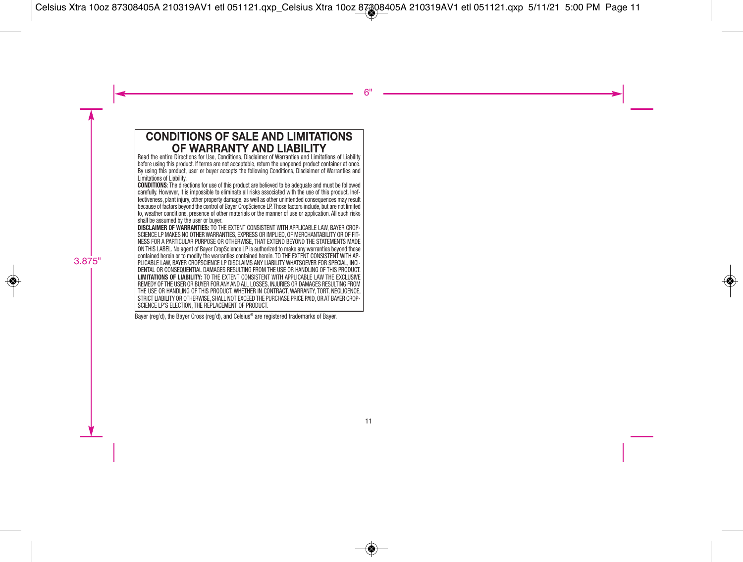# CONDITIONS OF SALE AND LIMITATIONS OF WARRANTY AND LIABILITY

Read the entire Directions for Use, Conditions, Disclaimer of Warranties and Limitations of Liability before using this product. If terms are not acceptable, return the unopened product container at once. By using this product, user or buyer accepts the following Conditions, Disclaimer of Warranties and Limitations of Liability.

**CONDITIONS**: The directions for use of this product are believed to be adequate and must be followed carefully. However, it is impossible to eliminate all risks associated with the use of this product. Ineffectiveness, plant injury, other property damage, as well as other unintended consequences may result because of factors beyond the control of Bayer CropScience LP. Those factors include, but are not limited to, weather conditions, presence of other materials or the manner of use or application. All such risks shall be assumed by the user or buyer.

**DISCLAIMER OF WARRANTIES:** TO THE EXTENT CONSISTENT WITH APPLICABLE LAW, BAYER CROPSCIENCE LP MAKES NO OTHER WARRANTIES, EXPRESS OR IMPLIED, OF MERCHANTABILITY OR OF FITNESS FOR A PARTICULAR PURPOSE OR OTHERWISE, THAT EXTEND BEYOND THE STATEMENTS MADE ON THIS LABEL. No agent of Bayer CropScience LP is authorized to make any warranties beyond those contained herein or to modify the warranties contained herein. TO THE EXTENT CONSISTENT WITH APPLICABLE LAW, BAYER CROPSCIENCE LP DISCLAIMS ANY LIABILITY WHATSOEVER FOR SPECIAL, INCIDENTAL OR CONSEQUENTIAL DAMAGES RESULTING FROM THE USE OR HANDLING OF THIS PRODUCT.

**LIMITATIONS OF LIABILITY:** TO THE EXTENT CONSISTENT WITH APPLICABLE LAW THE EXCLUSIVE REMEDY OF THE USER OR BUYER FOR ANY AND ALL LOSSES, INJURIES OR DAMAGES RESULTING FROM THE USE OR HANDLING OF THIS PRODUCT, WHETHER IN CONTRACT, WARRANTY, TORT, NEGLIGENCE, STRICT LIABILITY OR OTHERWISE, SHALL NOT EXCEED THE PURCHASE PRICE PAID, OR AT BAYER CROPSCIENCE LP'S ELECTION, THE REPLACEMENT OF PRODUCT.

Bayer (reg'd), the Bayer Cross (reg'd), and Celsius® are registered trademarks of Bayer.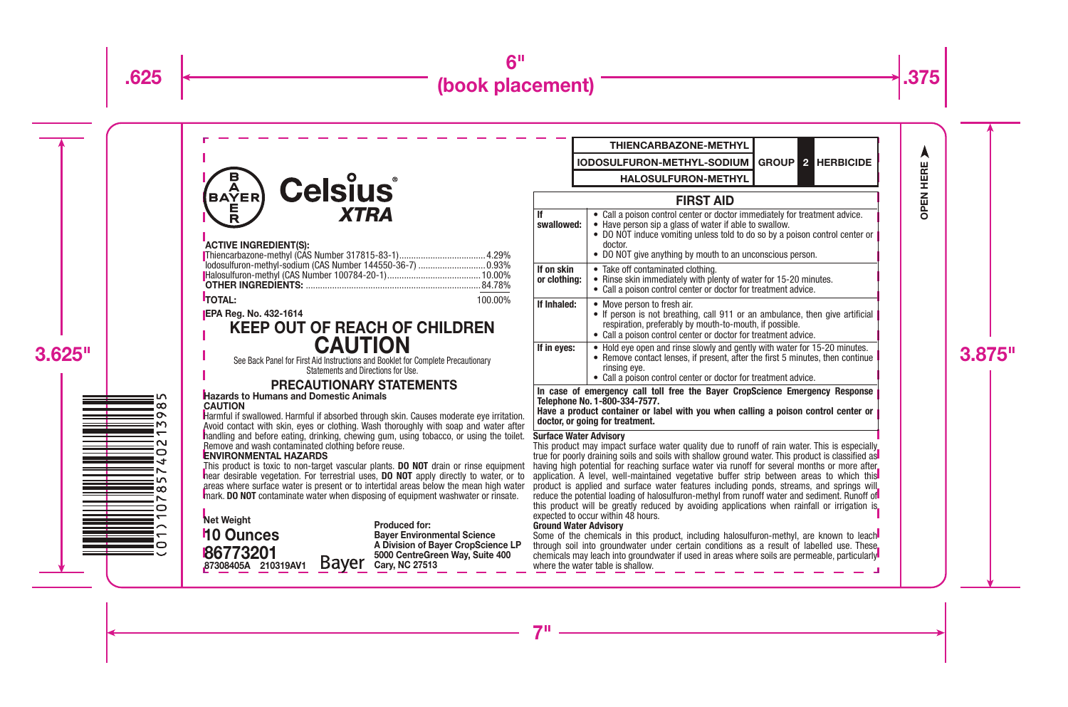.625

6"
(book placement)

.375

3.625"

3.875"

7"

OPEN HERE

(01)10785740213985

# Celsius® XTRA

**ACTIVE INGREDIENT(S):**

| | |
|---|---|
| Thiencarbazone-methyl (CAS Number 317815-83-1) | 4.29% |
| Iodosulfuron-methyl-sodium (CAS Number 144550-36-7) | 0.93% |
| Halosulfuron-methyl (CAS Number 100784-20-1) | 10.00% |
| **OTHER INGREDIENTS:** | 84.78% |
| **TOTAL:** | 100.00% |

**EPA Reg. No. 432-1614**

## KEEP OUT OF REACH OF CHILDREN

## CAUTION

See Back Panel for First Aid Instructions and Booklet for Complete Precautionary Statements and Directions for Use.

## PRECAUTIONARY STATEMENTS

**Hazards to Humans and Domestic Animals**

**CAUTION**

Harmful if swallowed. Harmful if absorbed through skin. Causes moderate eye irritation. Avoid contact with skin, eyes or clothing. Wash thoroughly with soap and water after handling and before eating, drinking, chewing gum, using tobacco, or using the toilet. Remove and wash contaminated clothing before reuse.

**ENVIRONMENTAL HAZARDS**

This product is toxic to non-target vascular plants. **DO NOT** drain or rinse equipment near desirable vegetation. For terrestrial uses, **DO NOT** apply directly to water, or to areas where surface water is present or to intertidal areas below the mean high water mark. **DO NOT** contaminate water when disposing of equipment washwater or rinsate.

**Net Weight**

**10 Ounces**

**86773201**

**87308405A 210319AV1**

Bayer

**Produced for:**
**Bayer Environmental Science**
**A Division of Bayer CropScience LP**
**5000 CentreGreen Way, Suite 400**
**Cary, NC 27513**

| | | |
|---|---|---|
| THIENCARBAZONE-METHYL | GROUP | 2 HERBICIDE |
| IODOSULFURON-METHYL-SODIUM | | |
| HALOSULFURON-METHYL | | |

## FIRST AID

| | |
|---|---|
| **If swallowed:** | • Call a poison control center or doctor immediately for treatment advice. • Have person sip a glass of water if able to swallow. • DO NOT induce vomiting unless told to do so by a poison control center or doctor. • DO NOT give anything by mouth to an unconscious person. |
| **If on skin or clothing:** | • Take off contaminated clothing. • Rinse skin immediately with plenty of water for 15-20 minutes. • Call a poison control center or doctor for treatment advice. |
| **If Inhaled:** | • Move person to fresh air. • If person is not breathing, call 911 or an ambulance, then give artificial respiration, preferably by mouth-to-mouth, if possible. • Call a poison control center or doctor for treatment advice. |
| **If in eyes:** | • Hold eye open and rinse slowly and gently with water for 15-20 minutes. • Remove contact lenses, if present, after the first 5 minutes, then continue rinsing eye. • Call a poison control center or doctor for treatment advice. |

**In case of emergency call toll free the Bayer CropScience Emergency Response Telephone No. 1-800-334-7577.**
**Have a product container or label with you when calling a poison control center or doctor, or going for treatment.**

**Surface Water Advisory**

This product may impact surface water quality due to runoff of rain water. This is especially true for poorly draining soils and soils with shallow ground water. This product is classified as having high potential for reaching surface water via runoff for several months or more after application. A level, well-maintained vegetative buffer strip between areas to which this product is applied and surface water features including ponds, streams, and springs will reduce the potential loading of halosulfuron-methyl from runoff water and sediment. Runoff of this product will be greatly reduced by avoiding applications when rainfall or irrigation is expected to occur within 48 hours.

**Ground Water Advisory**

Some of the chemicals in this product, including halosulfuron-methyl, are known to leach through soil into groundwater under certain conditions as a result of labelled use. These chemicals may leach into groundwater if used in areas where soils are permeable, particularly where the water table is shallow.